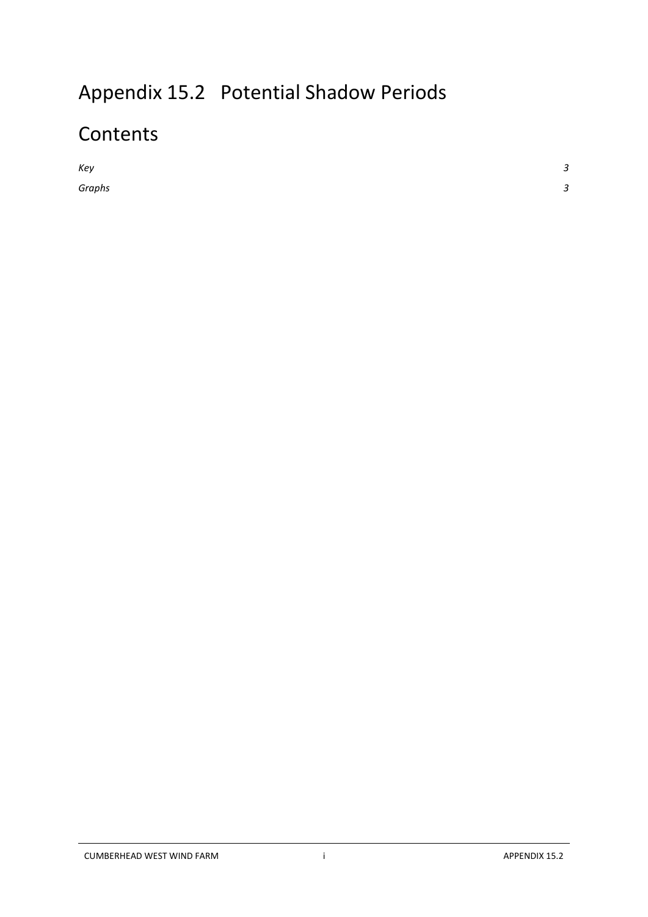# Appendix 15.2 Potential Shadow Periods

# Contents

*Key* *3*

*Graphs* *3*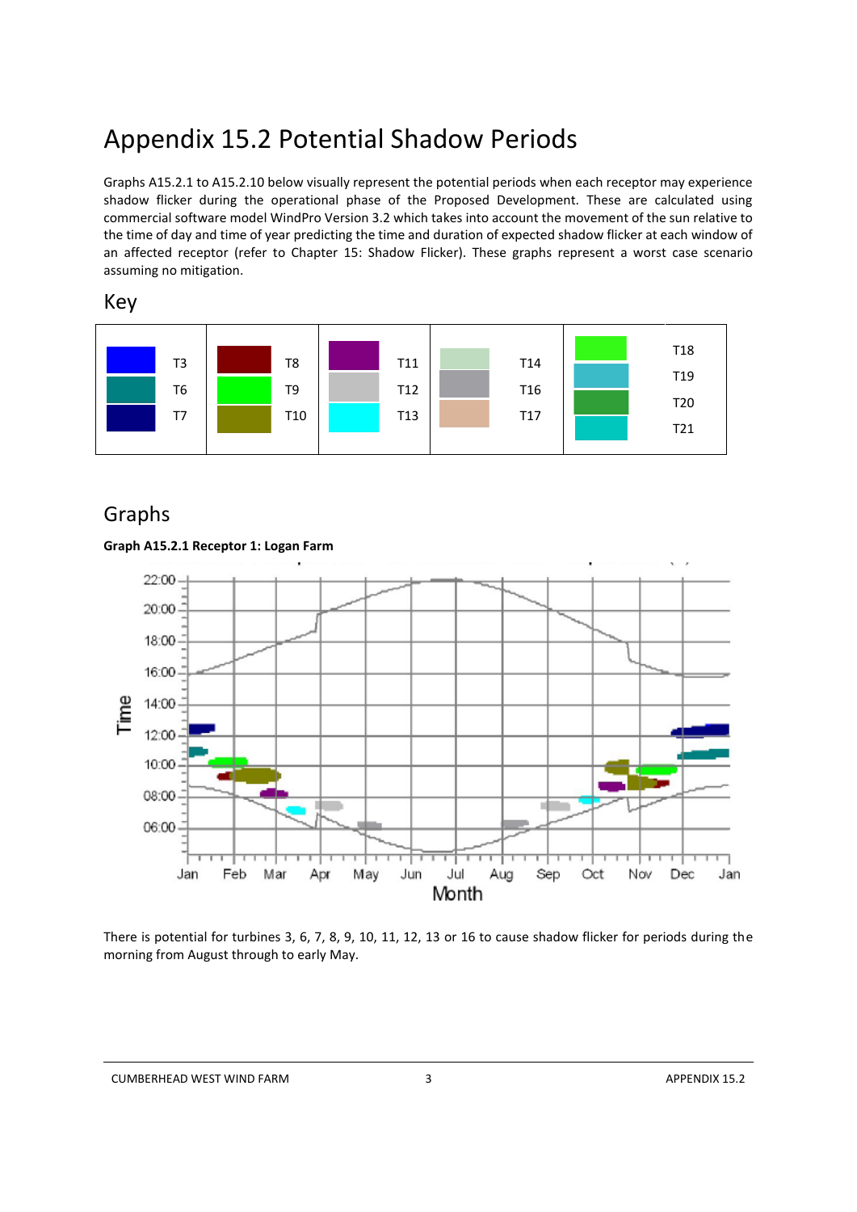# Appendix 15.2 Potential Shadow Periods

Graphs A15.2.1 to A15.2.10 below visually represent the potential periods when each receptor may experience shadow flicker during the operational phase of the Proposed Development. These are calculated using commercial software model WindPro Version 3.2 which takes into account the movement of the sun relative to the time of day and time of year predicting the time and duration of expected shadow flicker at each window of an affected receptor (refer to Chapter 15: Shadow Flicker). These graphs represent a worst case scenario assuming no mitigation.

## Key

| | | | | | | | | | |
|---|---|---|---|---|---|---|---|---|---|
| | T3 | | T8 | | T11 | | T14 | | T18 |
| | T6 | | T9 | | T12 | | T16 | | T19 |
| | T7 | | T10 | | T13 | | T17 | | T20 |
| | | | | | | | | | T21 |

## Graphs

**Graph A15.2.1 Receptor 1: Logan Farm**

There is potential for turbines 3, 6, 7, 8, 9, 10, 11, 12, 13 or 16 to cause shadow flicker for periods during the morning from August through to early May.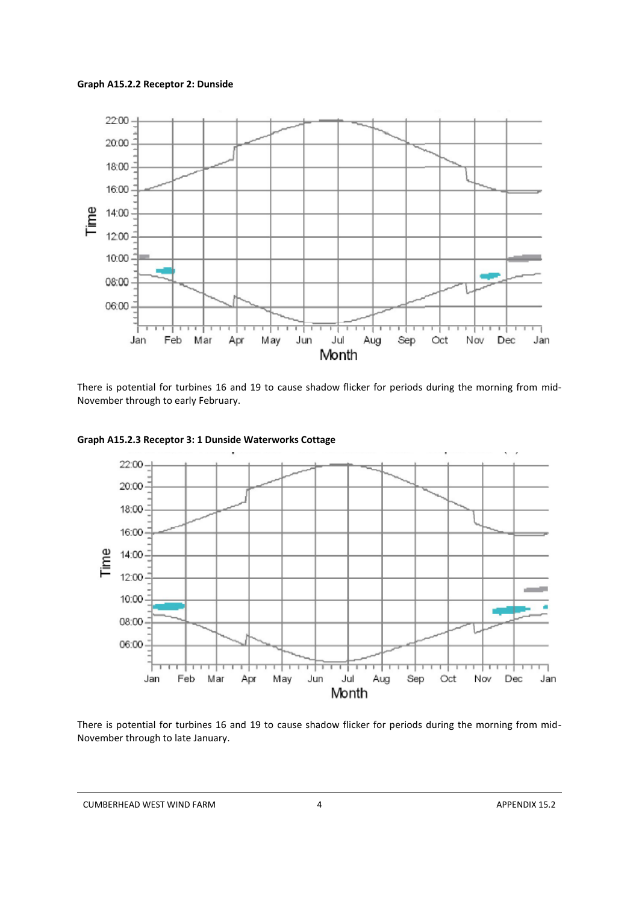**Graph A15.2.2 Receptor 2: Dunside**

There is potential for turbines 16 and 19 to cause shadow flicker for periods during the morning from mid-November through to early February.

**Graph A15.2.3 Receptor 3: 1 Dunside Waterworks Cottage**

There is potential for turbines 16 and 19 to cause shadow flicker for periods during the morning from mid-November through to late January.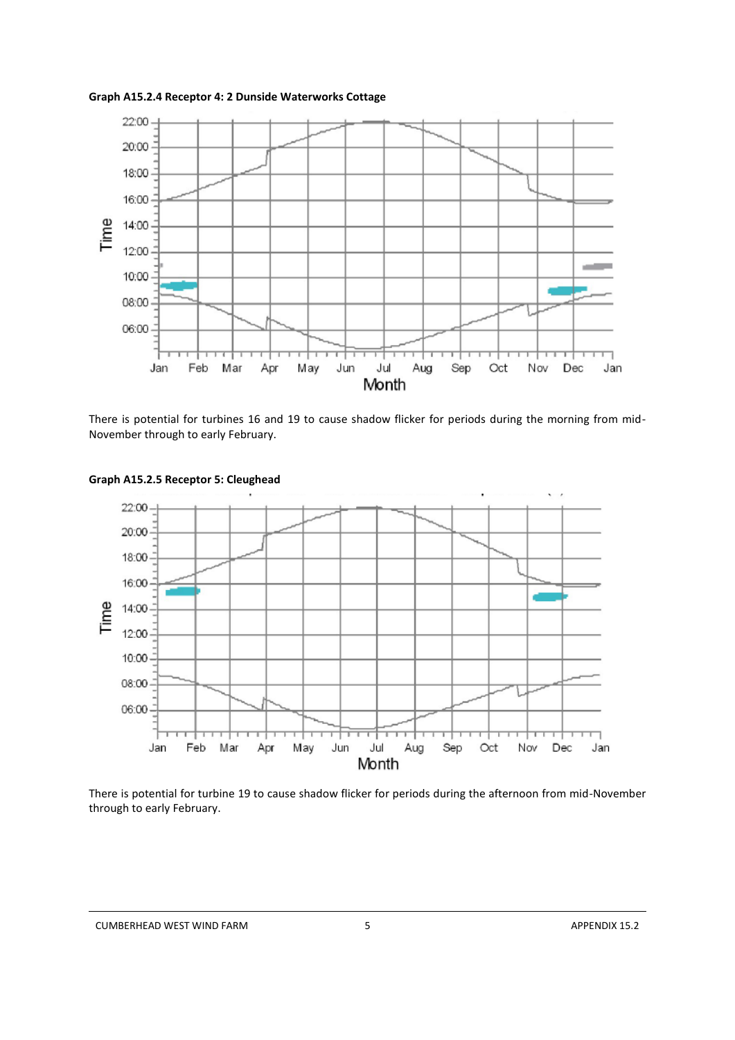**Graph A15.2.4 Receptor 4: 2 Dunside Waterworks Cottage**

There is potential for turbines 16 and 19 to cause shadow flicker for periods during the morning from mid-November through to early February.

**Graph A15.2.5 Receptor 5: Cleughead**

There is potential for turbine 19 to cause shadow flicker for periods during the afternoon from mid-November through to early February.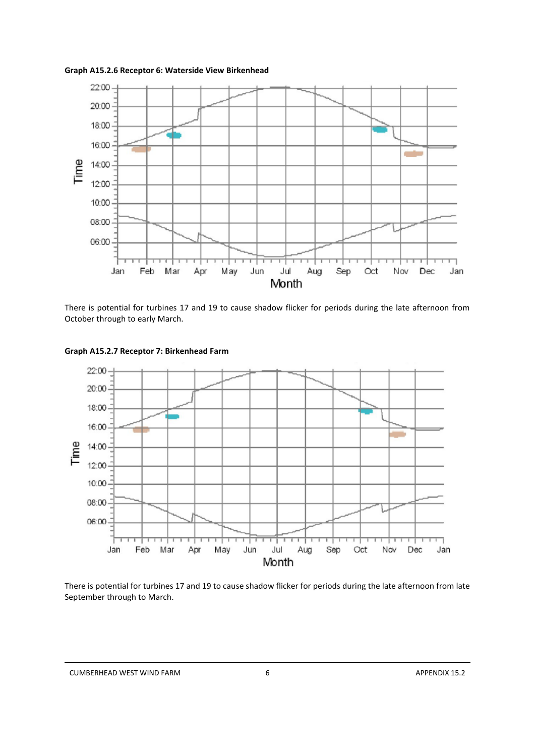**Graph A15.2.6 Receptor 6: Waterside View Birkenhead**

There is potential for turbines 17 and 19 to cause shadow flicker for periods during the late afternoon from October through to early March.

**Graph A15.2.7 Receptor 7: Birkenhead Farm**

There is potential for turbines 17 and 19 to cause shadow flicker for periods during the late afternoon from late September through to March.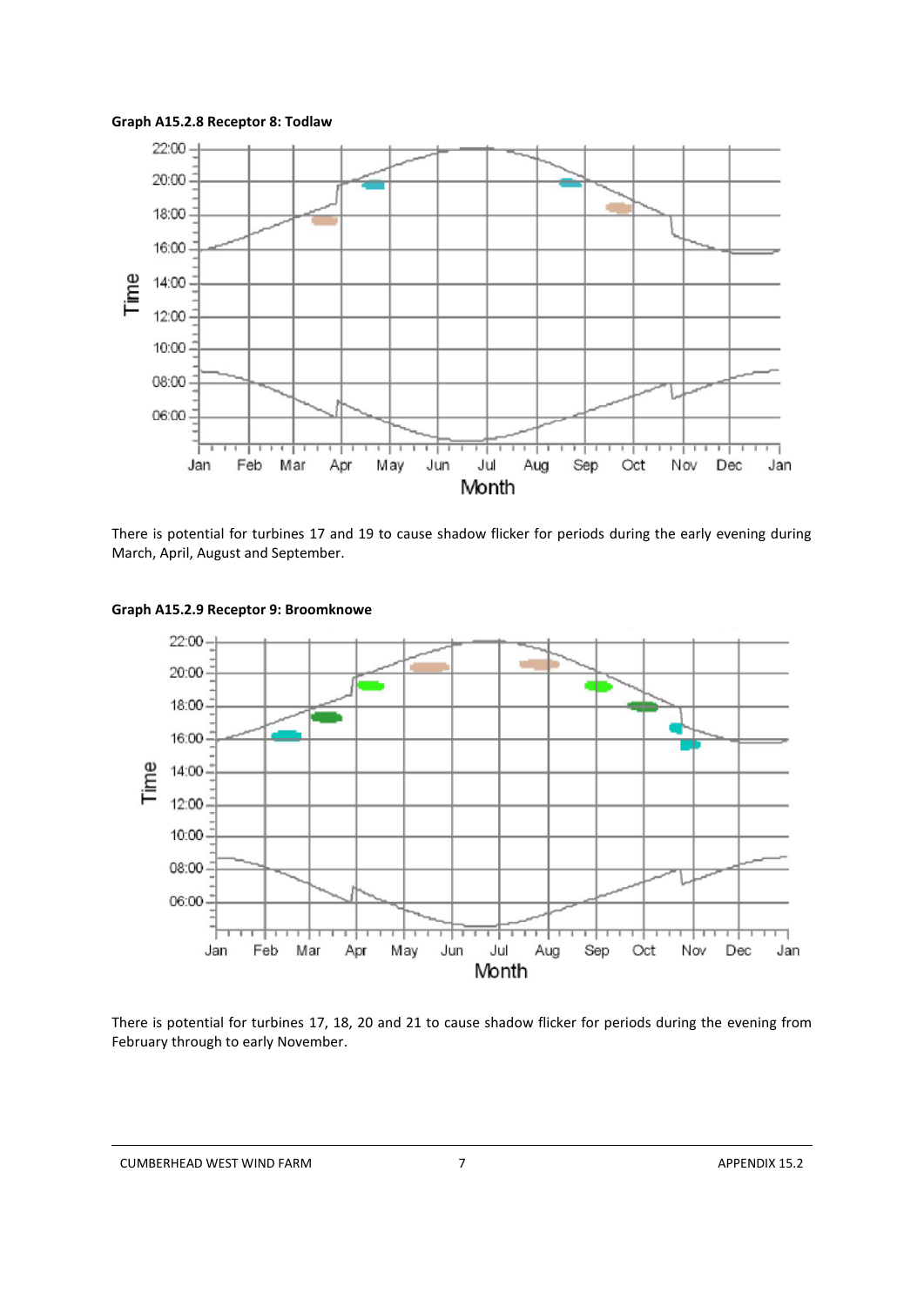**Graph A15.2.8 Receptor 8: Todlaw**

There is potential for turbines 17 and 19 to cause shadow flicker for periods during the early evening during March, April, August and September.

**Graph A15.2.9 Receptor 9: Broomknowe**

There is potential for turbines 17, 18, 20 and 21 to cause shadow flicker for periods during the evening from February through to early November.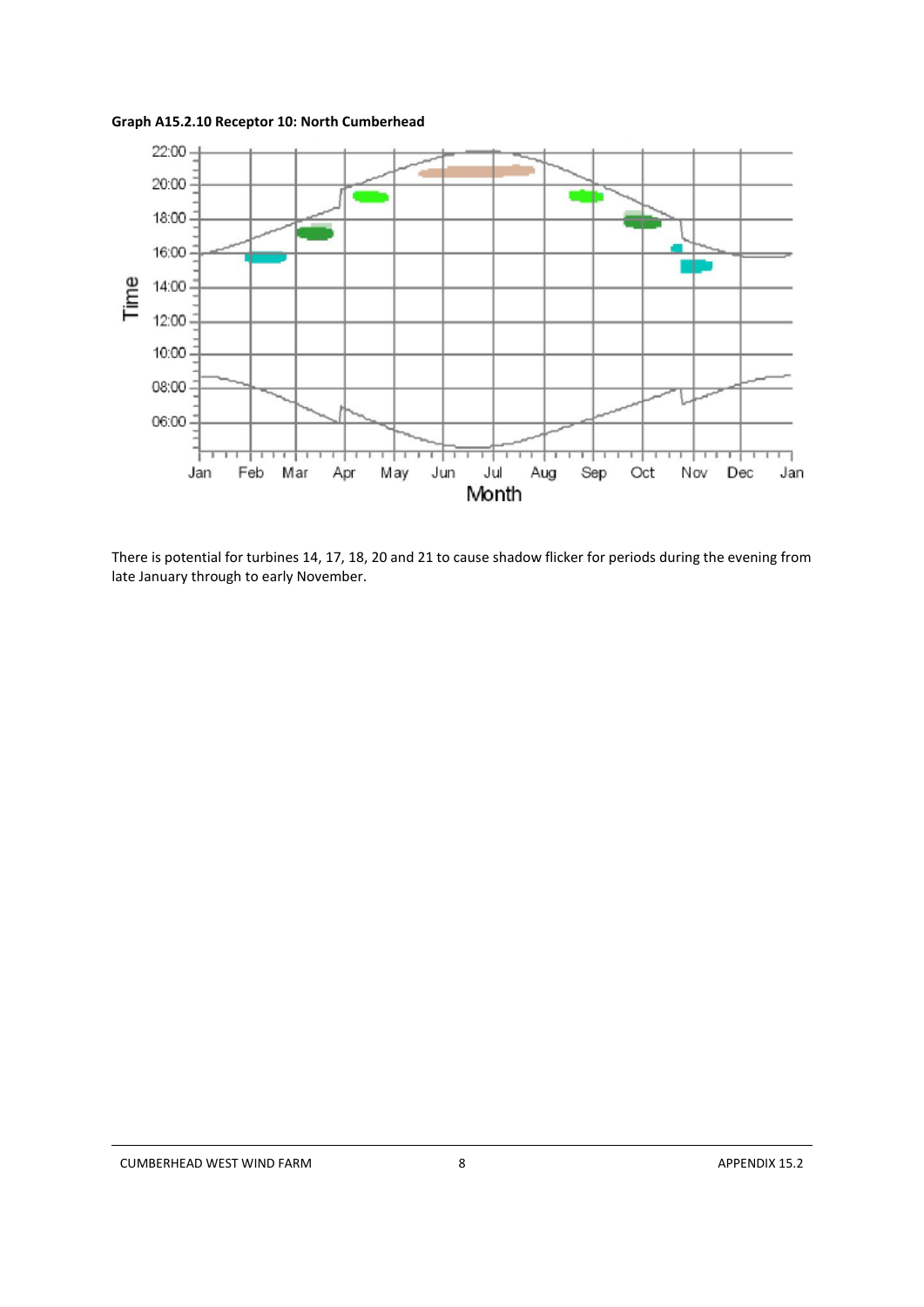**Graph A15.2.10 Receptor 10: North Cumberhead**

22:00
20:00
18:00
16:00
14:00
12:00
10:00
08:00
06:00

Time

Jan Feb Mar Apr May Jun Jul Aug Sep Oct Nov Dec Jan

Month

There is potential for turbines 14, 17, 18, 20 and 21 to cause shadow flicker for periods during the evening from late January through to early November.